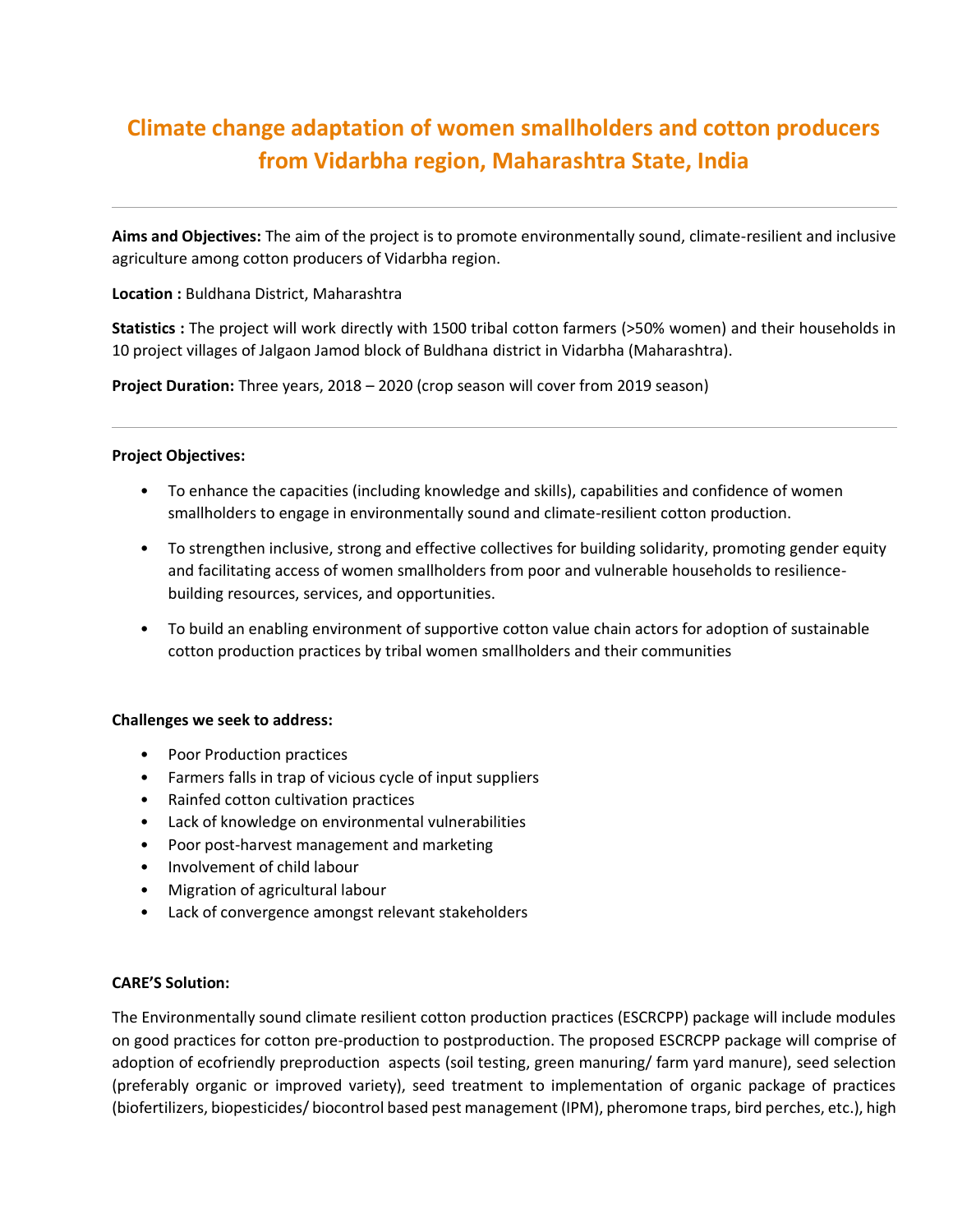# Climate change adaptation of women smallholders and cotton producers from Vidarbha region, Maharashtra State, India

---

**Aims and Objectives:** The aim of the project is to promote environmentally sound, climate-resilient and inclusive agriculture among cotton producers of Vidarbha region.

**Location :** Buldhana District, Maharashtra

**Statistics :** The project will work directly with 1500 tribal cotton farmers (>50% women) and their households in 10 project villages of Jalgaon Jamod block of Buldhana district in Vidarbha (Maharashtra).

**Project Duration:** Three years, 2018 – 2020 (crop season will cover from 2019 season)

---

**Project Objectives:**

- To enhance the capacities (including knowledge and skills), capabilities and confidence of women smallholders to engage in environmentally sound and climate-resilient cotton production.
- To strengthen inclusive, strong and effective collectives for building solidarity, promoting gender equity and facilitating access of women smallholders from poor and vulnerable households to resilience-building resources, services, and opportunities.
- To build an enabling environment of supportive cotton value chain actors for adoption of sustainable cotton production practices by tribal women smallholders and their communities

**Challenges we seek to address:**

- Poor Production practices
- Farmers falls in trap of vicious cycle of input suppliers
- Rainfed cotton cultivation practices
- Lack of knowledge on environmental vulnerabilities
- Poor post-harvest management and marketing
- Involvement of child labour
- Migration of agricultural labour
- Lack of convergence amongst relevant stakeholders

**CARE'S Solution:**

The Environmentally sound climate resilient cotton production practices (ESCRCPP) package will include modules on good practices for cotton pre-production to postproduction. The proposed ESCRCPP package will comprise of adoption of ecofriendly preproduction aspects (soil testing, green manuring/ farm yard manure), seed selection (preferably organic or improved variety), seed treatment to implementation of organic package of practices (biofertilizers, biopesticides/ biocontrol based pest management (IPM), pheromone traps, bird perches, etc.), high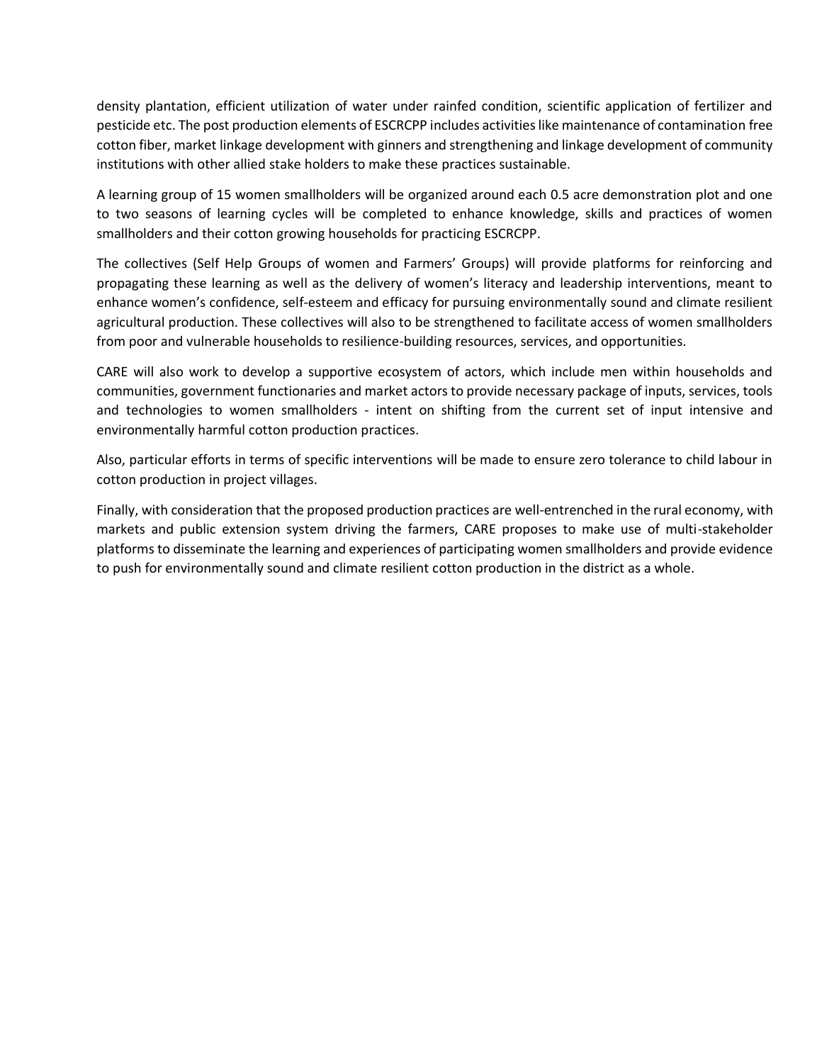density plantation, efficient utilization of water under rainfed condition, scientific application of fertilizer and pesticide etc. The post production elements of ESCRCPP includes activities like maintenance of contamination free cotton fiber, market linkage development with ginners and strengthening and linkage development of community institutions with other allied stake holders to make these practices sustainable.

A learning group of 15 women smallholders will be organized around each 0.5 acre demonstration plot and one to two seasons of learning cycles will be completed to enhance knowledge, skills and practices of women smallholders and their cotton growing households for practicing ESCRCPP.

The collectives (Self Help Groups of women and Farmers' Groups) will provide platforms for reinforcing and propagating these learning as well as the delivery of women's literacy and leadership interventions, meant to enhance women's confidence, self-esteem and efficacy for pursuing environmentally sound and climate resilient agricultural production. These collectives will also to be strengthened to facilitate access of women smallholders from poor and vulnerable households to resilience-building resources, services, and opportunities.

CARE will also work to develop a supportive ecosystem of actors, which include men within households and communities, government functionaries and market actors to provide necessary package of inputs, services, tools and technologies to women smallholders - intent on shifting from the current set of input intensive and environmentally harmful cotton production practices.

Also, particular efforts in terms of specific interventions will be made to ensure zero tolerance to child labour in cotton production in project villages.

Finally, with consideration that the proposed production practices are well-entrenched in the rural economy, with markets and public extension system driving the farmers, CARE proposes to make use of multi-stakeholder platforms to disseminate the learning and experiences of participating women smallholders and provide evidence to push for environmentally sound and climate resilient cotton production in the district as a whole.